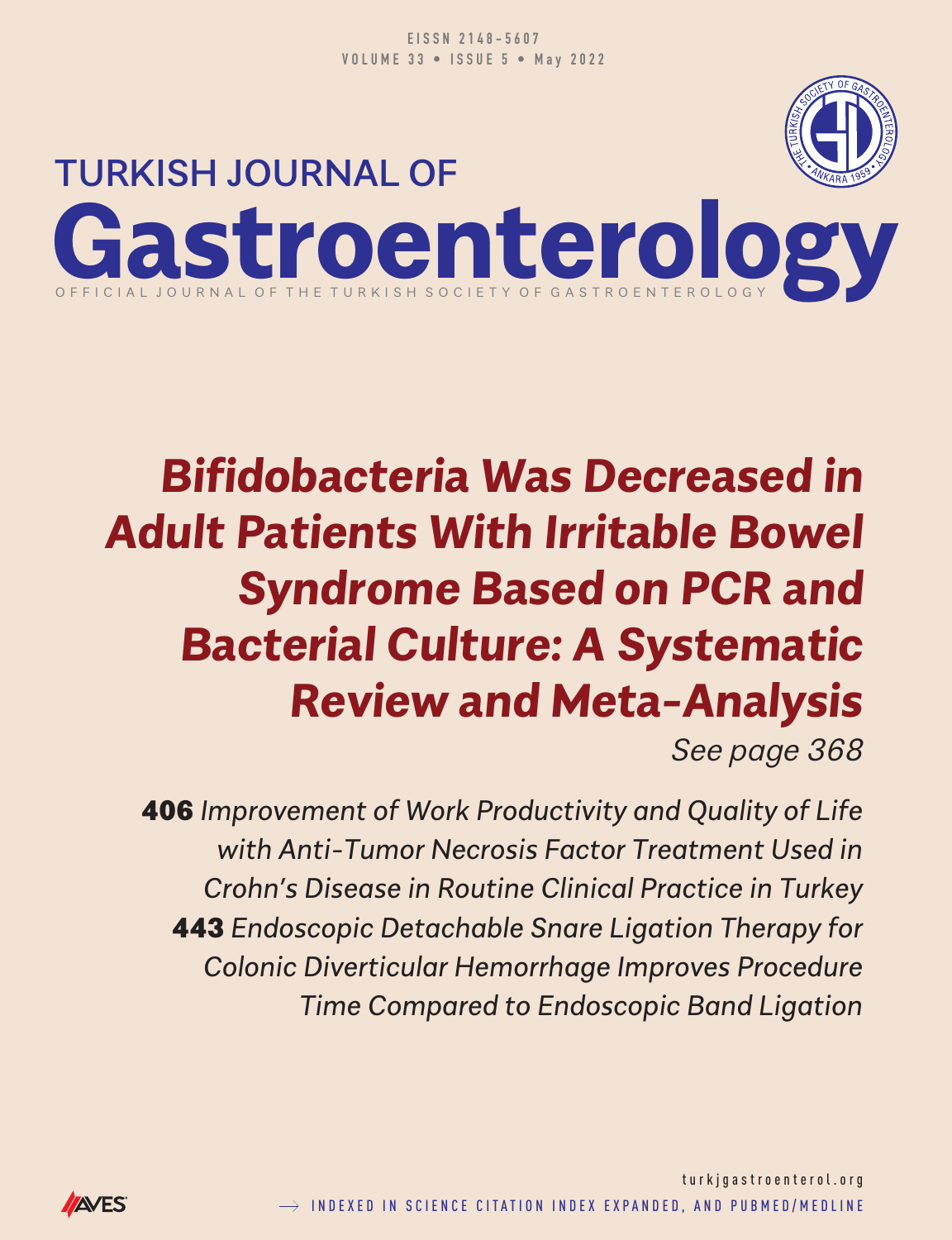EISSN 2148-5607
VOLUME 33 • ISSUE 5 • May 2022

# TURKISH JOURNAL OF Gastroenterology

OFFICIAL JOURNAL OF THE TURKISH SOCIETY OF GASTROENTEROLOGY

## *Bifidobacteria Was Decreased in Adult Patients With Irritable Bowel Syndrome Based on PCR and Bacterial Culture: A Systematic Review and Meta-Analysis*

*See page 368*

**406** *Improvement of Work Productivity and Quality of Life with Anti-Tumor Necrosis Factor Treatment Used in Crohn's Disease in Routine Clinical Practice in Turkey*

**443** *Endoscopic Detachable Snare Ligation Therapy for Colonic Diverticular Hemorrhage Improves Procedure Time Compared to Endoscopic Band Ligation*

turkjgastroenterol.org

→ INDEXED IN SCIENCE CITATION INDEX EXPANDED, AND PUBMED/MEDLINE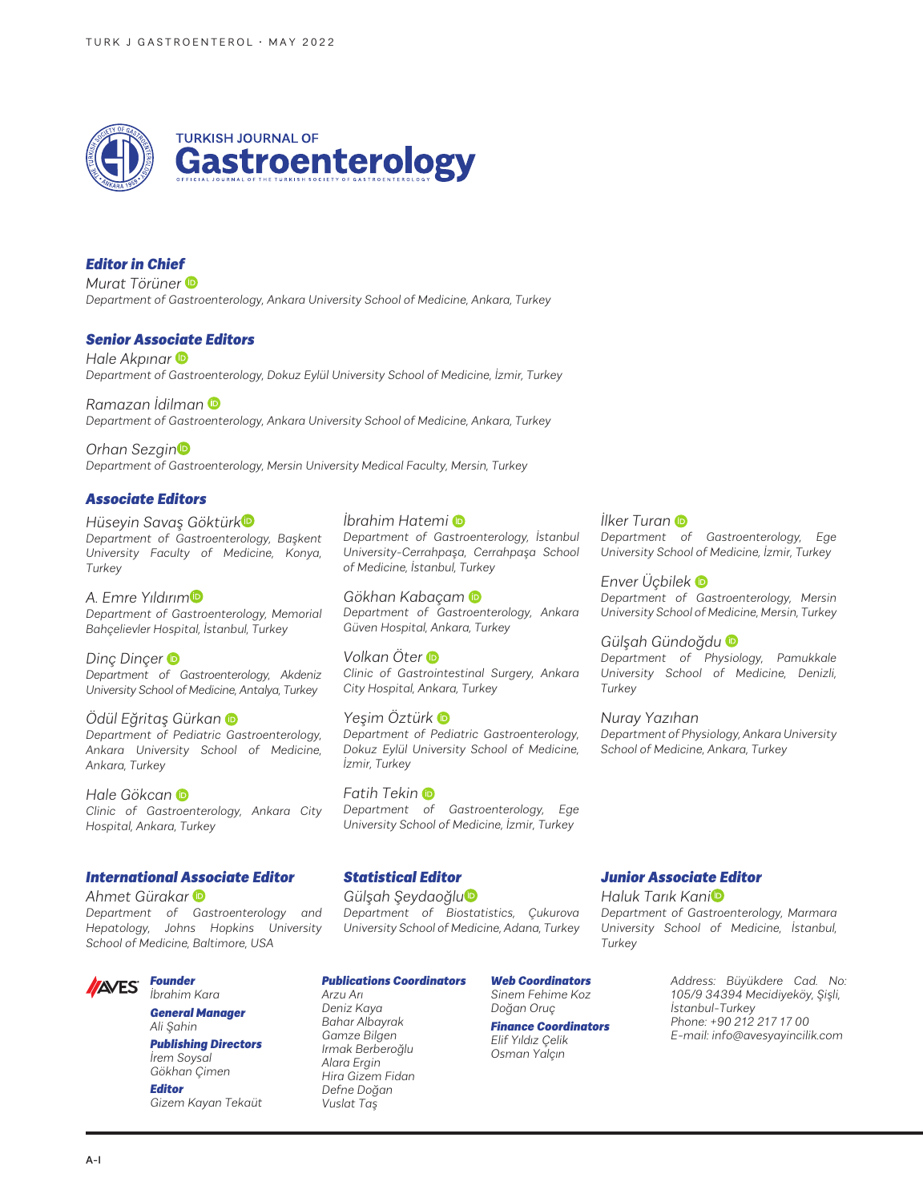**TURKISH JOURNAL OF**

# Gastroenterology

OFFICIAL JOURNAL OF THE TURKISH SOCIETY OF GASTROENTEROLOGY

## *Editor in Chief*

*Murat Törüner*
*Department of Gastroenterology, Ankara University School of Medicine, Ankara, Turkey*

## *Senior Associate Editors*

*Hale Akpınar*
*Department of Gastroenterology, Dokuz Eylül University School of Medicine, İzmir, Turkey*

*Ramazan İdilman*
*Department of Gastroenterology, Ankara University School of Medicine, Ankara, Turkey*

*Orhan Sezgin*
*Department of Gastroenterology, Mersin University Medical Faculty, Mersin, Turkey*

## *Associate Editors*

*Hüseyin Savaş Göktürk*
*Department of Gastroenterology, Başkent University Faculty of Medicine, Konya, Turkey*

*A. Emre Yıldırım*
*Department of Gastroenterology, Memorial Bahçelievler Hospital, İstanbul, Turkey*

*Dinç Dinçer*
*Department of Gastroenterology, Akdeniz University School of Medicine, Antalya, Turkey*

*Ödül Eğritaş Gürkan*
*Department of Pediatric Gastroenterology, Ankara University School of Medicine, Ankara, Turkey*

*Hale Gökcan*
*Clinic of Gastroenterology, Ankara City Hospital, Ankara, Turkey*

*İbrahim Hatemi*
*Department of Gastroenterology, İstanbul University-Cerrahpaşa, Cerrahpaşa School of Medicine, İstanbul, Turkey*

*Gökhan Kabaçam*
*Department of Gastroenterology, Ankara Güven Hospital, Ankara, Turkey*

*Volkan Öter*
*Clinic of Gastrointestinal Surgery, Ankara City Hospital, Ankara, Turkey*

*Yeşim Öztürk*
*Department of Pediatric Gastroenterology, Dokuz Eylül University School of Medicine, İzmir, Turkey*

*Fatih Tekin*
*Department of Gastroenterology, Ege University School of Medicine, İzmir, Turkey*

*İlker Turan*
*Department of Gastroenterology, Ege University School of Medicine, İzmir, Turkey*

*Enver Üçbilek*
*Department of Gastroenterology, Mersin University School of Medicine, Mersin, Turkey*

*Gülşah Gündoğdu*
*Department of Physiology, Pamukkale University School of Medicine, Denizli, Turkey*

*Nuray Yazıhan*
*Department of Physiology, Ankara University School of Medicine, Ankara, Turkey*

## *International Associate Editor*

*Ahmet Gürakar*
*Department of Gastroenterology and Hepatology, Johns Hopkins University School of Medicine, Baltimore, USA*

## *Statistical Editor*

*Gülşah Şeydaoğlu*
*Department of Biostatistics, Çukurova University School of Medicine, Adana, Turkey*

## *Junior Associate Editor*

*Haluk Tarık Kani*
*Department of Gastroenterology, Marmara University School of Medicine, İstanbul, Turkey*

---

AVES

***Founder***
*İbrahim Kara*

***General Manager***
*Ali Şahin*

***Publishing Directors***
*İrem Soysal*
*Gökhan Çimen*

***Editor***
*Gizem Kayan Tekaüt*

***Publications Coordinators***
*Arzu Arı*
*Deniz Kaya*
*Bahar Albayrak*
*Gamze Bilgen*
*Irmak Berberoğlu*
*Alara Ergin*
*Hira Gizem Fidan*
*Defne Doğan*
*Vuslat Taş*

***Web Coordinators***
*Sinem Fehime Koz*
*Doğan Oruç*

***Finance Coordinators***
*Elif Yıldız Çelik*
*Osman Yalçın*

*Address: Büyükdere Cad. No: 105/9 34394 Mecidiyeköy, Şişli, İstanbul-Turkey*
*Phone: +90 212 217 17 00*
*E-mail: info@avesyayincilik.com*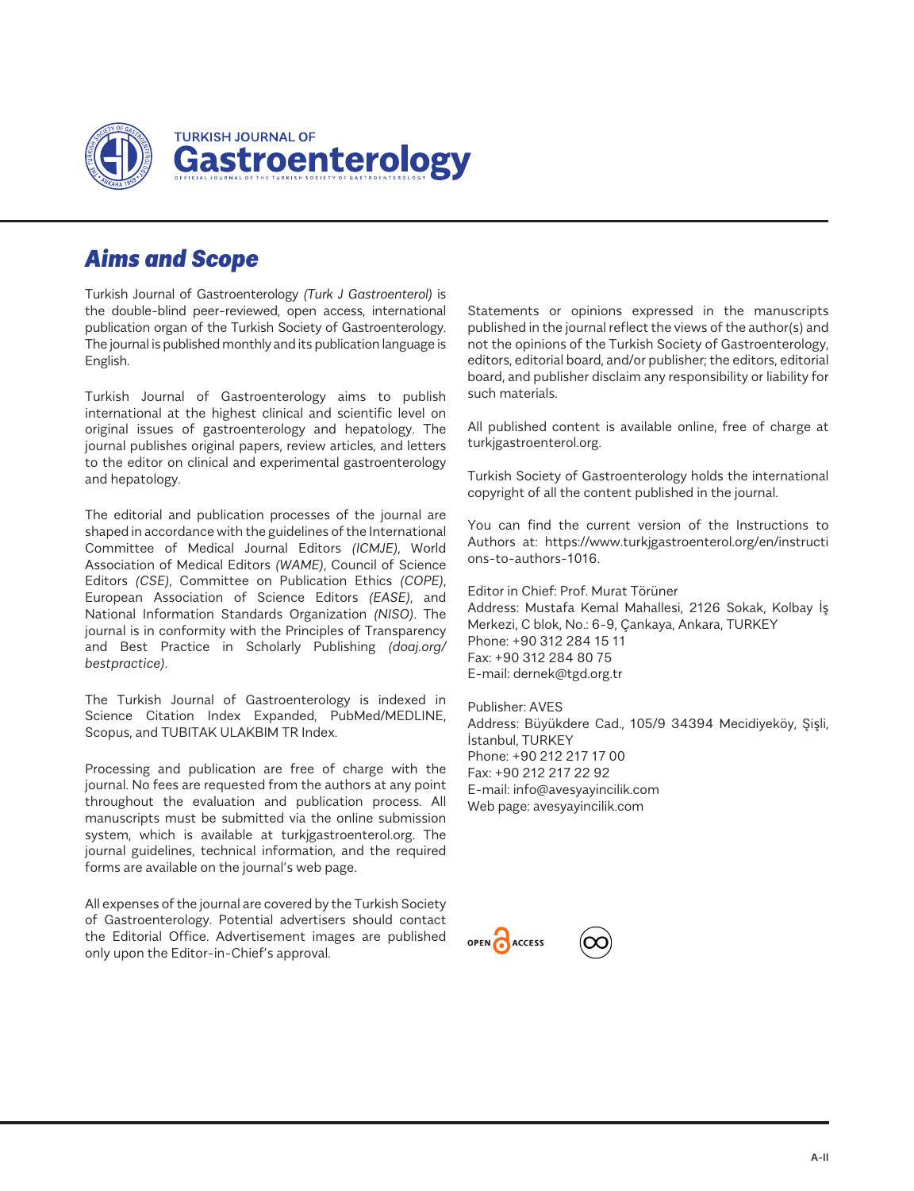# Aims and Scope

Turkish Journal of Gastroenterology *(Turk J Gastroenterol)* is the double-blind peer-reviewed, open access, international publication organ of the Turkish Society of Gastroenterology. The journal is published monthly and its publication language is English.

Turkish Journal of Gastroenterology aims to publish international at the highest clinical and scientific level on original issues of gastroenterology and hepatology. The journal publishes original papers, review articles, and letters to the editor on clinical and experimental gastroenterology and hepatology.

The editorial and publication processes of the journal are shaped in accordance with the guidelines of the International Committee of Medical Journal Editors *(ICMJE)*, World Association of Medical Editors *(WAME)*, Council of Science Editors *(CSE)*, Committee on Publication Ethics *(COPE)*, European Association of Science Editors *(EASE)*, and National Information Standards Organization *(NISO)*. The journal is in conformity with the Principles of Transparency and Best Practice in Scholarly Publishing *(doaj.org/bestpractice)*.

The Turkish Journal of Gastroenterology is indexed in Science Citation Index Expanded, PubMed/MEDLINE, Scopus, and TUBITAK ULAKBIM TR Index.

Processing and publication are free of charge with the journal. No fees are requested from the authors at any point throughout the evaluation and publication process. All manuscripts must be submitted via the online submission system, which is available at turkjgastroenterol.org. The journal guidelines, technical information, and the required forms are available on the journal's web page.

All expenses of the journal are covered by the Turkish Society of Gastroenterology. Potential advertisers should contact the Editorial Office. Advertisement images are published only upon the Editor-in-Chief's approval.

Statements or opinions expressed in the manuscripts published in the journal reflect the views of the author(s) and not the opinions of the Turkish Society of Gastroenterology, editors, editorial board, and/or publisher; the editors, editorial board, and publisher disclaim any responsibility or liability for such materials.

All published content is available online, free of charge at turkjgastroenterol.org.

Turkish Society of Gastroenterology holds the international copyright of all the content published in the journal.

You can find the current version of the Instructions to Authors at: https://www.turkjgastroenterol.org/en/instructions-to-authors-1016.

Editor in Chief: Prof. Murat Törüner
Address: Mustafa Kemal Mahallesi, 2126 Sokak, Kolbay İş Merkezi, C blok, No.: 6-9, Çankaya, Ankara, TURKEY
Phone: +90 312 284 15 11
Fax: +90 312 284 80 75
E-mail: dernek@tgd.org.tr

Publisher: AVES
Address: Büyükdere Cad., 105/9 34394 Mecidiyeköy, Şişli, İstanbul, TURKEY
Phone: +90 212 217 17 00
Fax: +90 212 217 22 92
E-mail: info@avesyayincilik.com
Web page: avesyayincilik.com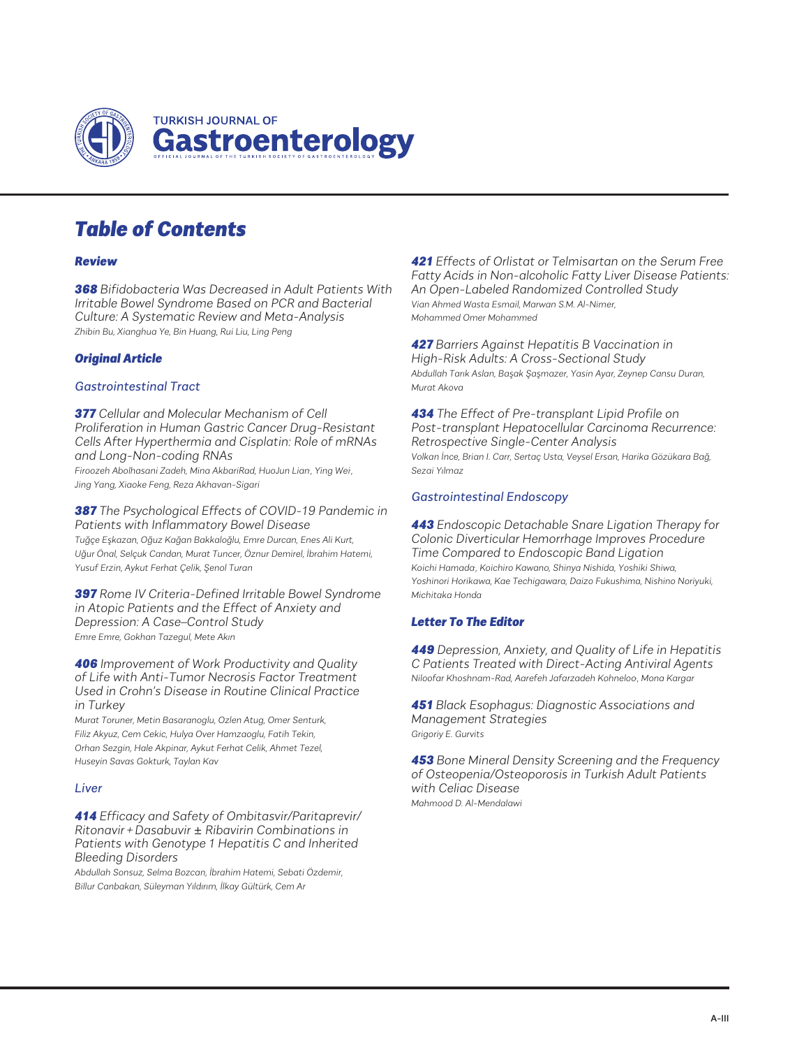TURKISH JOURNAL OF

# Gastroenterology

OFFICIAL JOURNAL OF THE TURKISH SOCIETY OF GASTROENTEROLOGY

## Table of Contents

### Review

**368** Bifidobacteria Was Decreased in Adult Patients With Irritable Bowel Syndrome Based on PCR and Bacterial Culture: A Systematic Review and Meta-Analysis
*Zhibin Bu, Xianghua Ye, Bin Huang, Rui Liu, Ling Peng*

### Original Article

#### Gastrointestinal Tract

**377** Cellular and Molecular Mechanism of Cell Proliferation in Human Gastric Cancer Drug-Resistant Cells After Hyperthermia and Cisplatin: Role of mRNAs and Long-Non-coding RNAs
*Firoozeh Abolhasani Zadeh, Mina AkbariRad, HuoJun Lian, Ying Wei, Jing Yang, Xiaoke Feng, Reza Akhavan-Sigari*

**387** The Psychological Effects of COVID-19 Pandemic in Patients with Inflammatory Bowel Disease
*Tuğçe Eşkazan, Oğuz Kağan Bakkaloğlu, Emre Durcan, Enes Ali Kurt, Uğur Önal, Selçuk Candan, Murat Tuncer, Öznur Demirel, İbrahim Hatemi, Yusuf Erzin, Aykut Ferhat Çelik, Şenol Turan*

**397** Rome IV Criteria-Defined Irritable Bowel Syndrome in Atopic Patients and the Effect of Anxiety and Depression: A Case–Control Study
*Emre Emre, Gokhan Tazegul, Mete Akın*

**406** Improvement of Work Productivity and Quality of Life with Anti-Tumor Necrosis Factor Treatment Used in Crohn's Disease in Routine Clinical Practice in Turkey
*Murat Toruner, Metin Basaranoglu, Ozlen Atug, Omer Senturk, Filiz Akyuz, Cem Cekic, Hulya Over Hamzaoglu, Fatih Tekin, Orhan Sezgin, Hale Akpinar, Aykut Ferhat Celik, Ahmet Tezel, Huseyin Savas Gokturk, Taylan Kav*

#### Liver

**414** Efficacy and Safety of Ombitasvir/Paritaprevir/Ritonavir + Dasabuvir ± Ribavirin Combinations in Patients with Genotype 1 Hepatitis C and Inherited Bleeding Disorders
*Abdullah Sonsuz, Selma Bozcan, İbrahim Hatemi, Sebati Özdemir, Billur Canbakan, Süleyman Yıldırım, İlkay Gültürk, Cem Ar*

**421** Effects of Orlistat or Telmisartan on the Serum Free Fatty Acids in Non-alcoholic Fatty Liver Disease Patients: An Open-Labeled Randomized Controlled Study
*Vian Ahmed Wasta Esmail, Marwan S.M. Al-Nimer, Mohammed Omer Mohammed*

**427** Barriers Against Hepatitis B Vaccination in High-Risk Adults: A Cross-Sectional Study
*Abdullah Tarık Aslan, Başak Şaşmazer, Yasin Ayar, Zeynep Cansu Duran, Murat Akova*

**434** The Effect of Pre-transplant Lipid Profile on Post-transplant Hepatocellular Carcinoma Recurrence: Retrospective Single-Center Analysis
*Volkan İnce, Brian I. Carr, Sertaç Usta, Veysel Ersan, Harika Gözükara Bağ, Sezai Yılmaz*

#### Gastrointestinal Endoscopy

**443** Endoscopic Detachable Snare Ligation Therapy for Colonic Diverticular Hemorrhage Improves Procedure Time Compared to Endoscopic Band Ligation
*Koichi Hamada, Koichiro Kawano, Shinya Nishida, Yoshiki Shiwa, Yoshinori Horikawa, Kae Techigawara, Daizo Fukushima, Nishino Noriyuki, Michitaka Honda*

### Letter To The Editor

**449** Depression, Anxiety, and Quality of Life in Hepatitis C Patients Treated with Direct-Acting Antiviral Agents
*Niloofar Khoshnam-Rad, Aarefeh Jafarzadeh Kohneloo, Mona Kargar*

**451** Black Esophagus: Diagnostic Associations and Management Strategies
*Grigoriy E. Gurvits*

**453** Bone Mineral Density Screening and the Frequency of Osteopenia/Osteoporosis in Turkish Adult Patients with Celiac Disease
*Mahmood D. Al-Mendalawi*